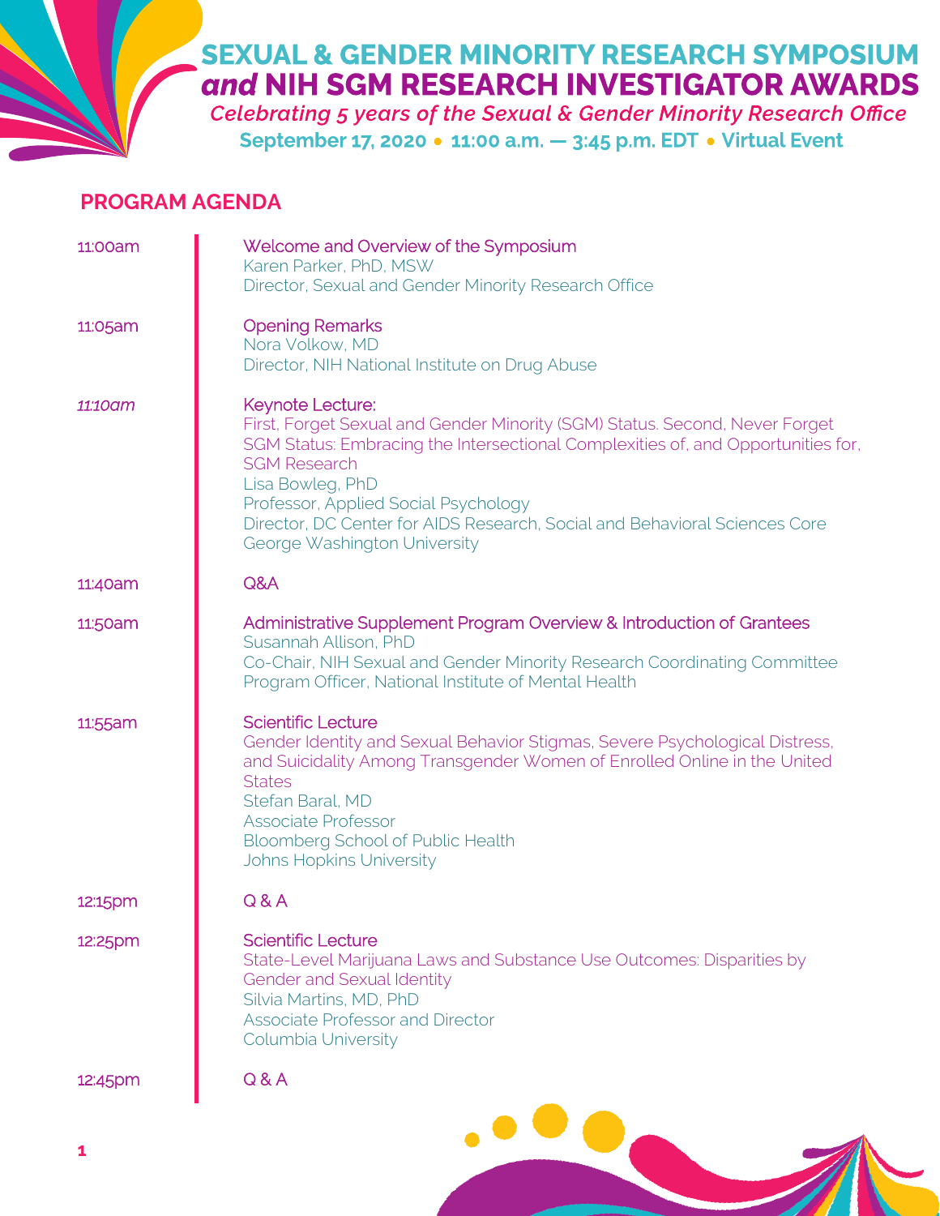# SEXUAL & GENDER MINORITY RESEARCH SYMPOSIUM *and* NIH SGM RESEARCH INVESTIGATOR AWARDS

***Celebrating 5 years of the Sexual & Gender Minority Research Office***

**September 17, 2020 • 11:00 a.m. — 3:45 p.m. EDT • Virtual Event**

## PROGRAM AGENDA

| | |
|---|---|
| 11:00am | Welcome and Overview of the Symposium<br>Karen Parker, PhD, MSW<br>Director, Sexual and Gender Minority Research Office |
| 11:05am | Opening Remarks<br>Nora Volkow, MD<br>Director, NIH National Institute on Drug Abuse |
| *11:10am* | Keynote Lecture:<br>First, Forget Sexual and Gender Minority (SGM) Status. Second, Never Forget SGM Status: Embracing the Intersectional Complexities of, and Opportunities for, SGM Research<br>Lisa Bowleg, PhD<br>Professor, Applied Social Psychology<br>Director, DC Center for AIDS Research, Social and Behavioral Sciences Core<br>George Washington University |
| 11:40am | Q&A |
| 11:50am | Administrative Supplement Program Overview & Introduction of Grantees<br>Susannah Allison, PhD<br>Co-Chair, NIH Sexual and Gender Minority Research Coordinating Committee<br>Program Officer, National Institute of Mental Health |
| 11:55am | Scientific Lecture<br>Gender Identity and Sexual Behavior Stigmas, Severe Psychological Distress, and Suicidality Among Transgender Women of Enrolled Online in the United States<br>Stefan Baral, MD<br>Associate Professor<br>Bloomberg School of Public Health<br>Johns Hopkins University |
| 12:15pm | Q & A |
| 12:25pm | Scientific Lecture<br>State-Level Marijuana Laws and Substance Use Outcomes: Disparities by Gender and Sexual Identity<br>Silvia Martins, MD, PhD<br>Associate Professor and Director<br>Columbia University |
| 12:45pm | Q & A |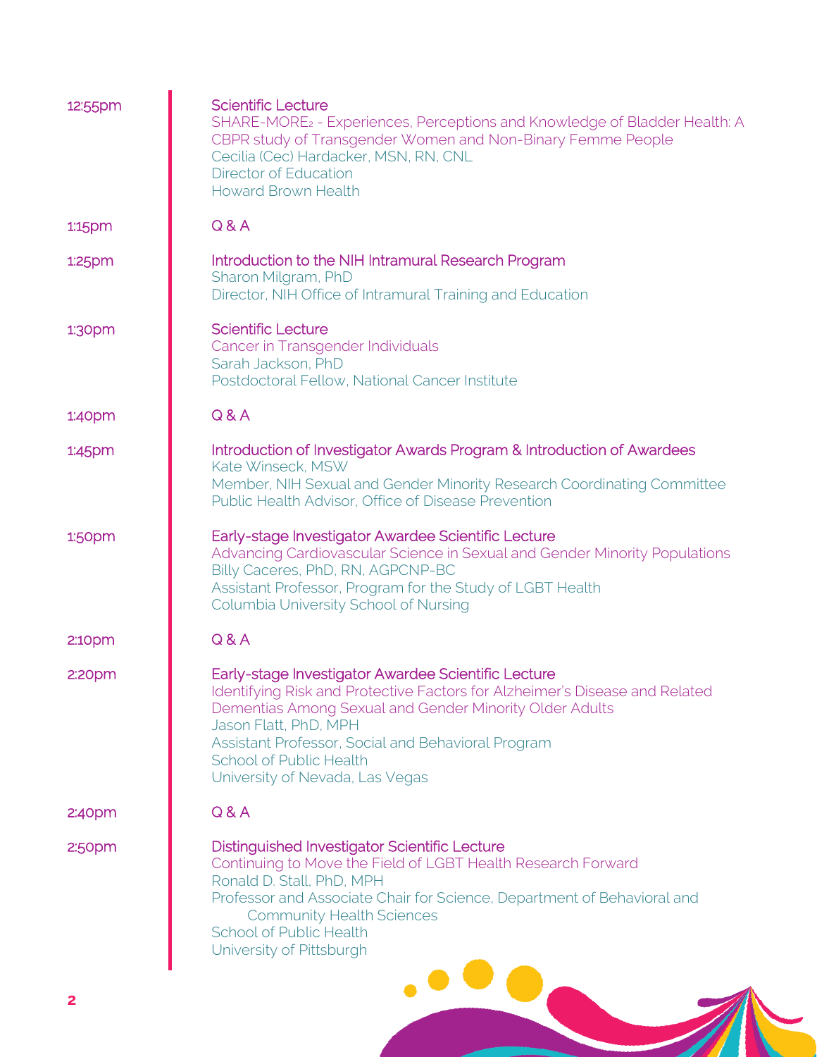| | |
|---|---|
| 12:55pm | **Scientific Lecture**<br>SHARE-MORE$_2$ - Experiences, Perceptions and Knowledge of Bladder Health: A CBPR study of Transgender Women and Non-Binary Femme People<br>Cecilia (Cec) Hardacker, MSN, RN, CNL<br>Director of Education<br>Howard Brown Health |
| 1:15pm | **Q & A** |
| 1:25pm | **Introduction to the NIH Intramural Research Program**<br>Sharon Milgram, PhD<br>Director, NIH Office of Intramural Training and Education |
| 1:30pm | **Scientific Lecture**<br>Cancer in Transgender Individuals<br>Sarah Jackson, PhD<br>Postdoctoral Fellow, National Cancer Institute |
| 1:40pm | **Q & A** |
| 1:45pm | **Introduction of Investigator Awards Program & Introduction of Awardees**<br>Kate Winseck, MSW<br>Member, NIH Sexual and Gender Minority Research Coordinating Committee<br>Public Health Advisor, Office of Disease Prevention |
| 1:50pm | **Early-stage Investigator Awardee Scientific Lecture**<br>Advancing Cardiovascular Science in Sexual and Gender Minority Populations<br>Billy Caceres, PhD, RN, AGPCNP-BC<br>Assistant Professor, Program for the Study of LGBT Health<br>Columbia University School of Nursing |
| 2:10pm | **Q & A** |
| 2:20pm | **Early-stage Investigator Awardee Scientific Lecture**<br>Identifying Risk and Protective Factors for Alzheimer's Disease and Related Dementias Among Sexual and Gender Minority Older Adults<br>Jason Flatt, PhD, MPH<br>Assistant Professor, Social and Behavioral Program<br>School of Public Health<br>University of Nevada, Las Vegas |
| 2:40pm | **Q & A** |
| 2:50pm | **Distinguished Investigator Scientific Lecture**<br>Continuing to Move the Field of LGBT Health Research Forward<br>Ronald D. Stall, PhD, MPH<br>Professor and Associate Chair for Science, Department of Behavioral and Community Health Sciences<br>School of Public Health<br>University of Pittsburgh |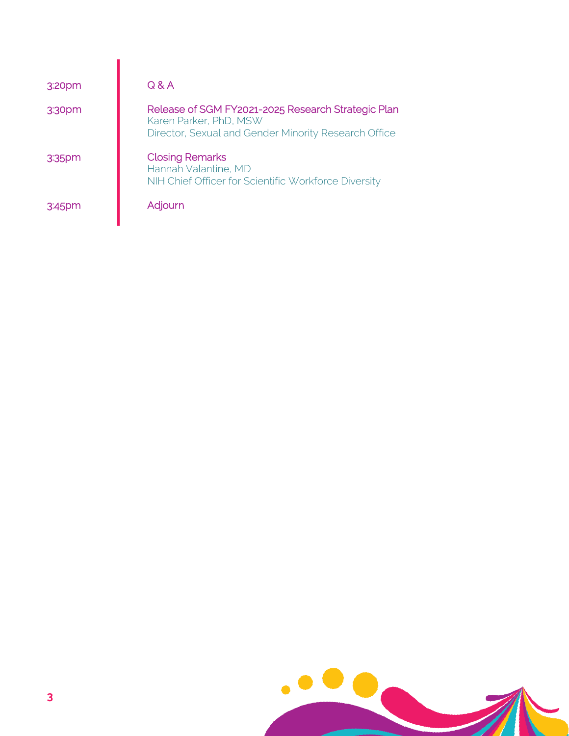| | |
|---|---|
| 3:20pm | Q & A |
| 3:30pm | Release of SGM FY2021-2025 Research Strategic Plan<br>Karen Parker, PhD, MSW<br>Director, Sexual and Gender Minority Research Office |
| 3:35pm | Closing Remarks<br>Hannah Valantine, MD<br>NIH Chief Officer for Scientific Workforce Diversity |
| 3:45pm | Adjourn |